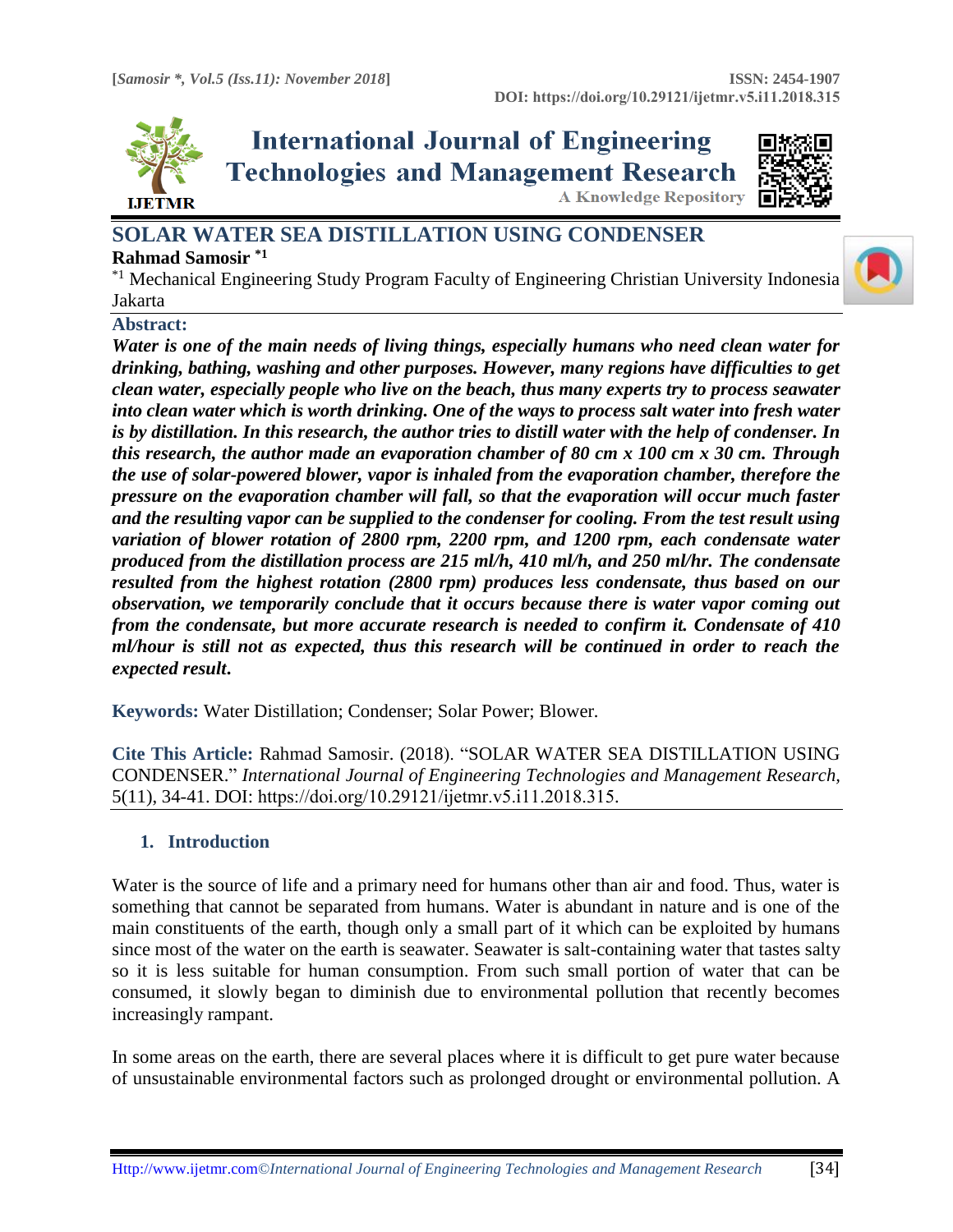# SOLAR WATER SEA DISTILLATION USING CONDENSER

**Rahmad Samosir** [*1]

[*1] Mechanical Engineering Study Program Faculty of Engineering Christian University Indonesia Jakarta

## Abstract:

***Water is one of the main needs of living things, especially humans who need clean water for drinking, bathing, washing and other purposes. However, many regions have difficulties to get clean water, especially people who live on the beach, thus many experts try to process seawater into clean water which is worth drinking. One of the ways to process salt water into fresh water is by distillation. In this research, the author tries to distill water with the help of condenser. In this research, the author made an evaporation chamber of 80 cm x 100 cm x 30 cm. Through the use of solar-powered blower, vapor is inhaled from the evaporation chamber, therefore the pressure on the evaporation chamber will fall, so that the evaporation will occur much faster and the resulting vapor can be supplied to the condenser for cooling. From the test result using variation of blower rotation of 2800 rpm, 2200 rpm, and 1200 rpm, each condensate water produced from the distillation process are 215 ml/h, 410 ml/h, and 250 ml/hr. The condensate resulted from the highest rotation (2800 rpm) produces less condensate, thus based on our observation, we temporarily conclude that it occurs because there is water vapor coming out from the condensate, but more accurate research is needed to confirm it. Condensate of 410 ml/hour is still not as expected, thus this research will be continued in order to reach the expected result.***

**Keywords:** Water Distillation; Condenser; Solar Power; Blower.

**Cite This Article:** Rahmad Samosir. (2018). "SOLAR WATER SEA DISTILLATION USING CONDENSER." *International Journal of Engineering Technologies and Management Research,* 5(11), 34-41. DOI: https://doi.org/10.29121/ijetmr.v5.i11.2018.315.

## 1. Introduction

Water is the source of life and a primary need for humans other than air and food. Thus, water is something that cannot be separated from humans. Water is abundant in nature and is one of the main constituents of the earth, though only a small part of it which can be exploited by humans since most of the water on the earth is seawater. Seawater is salt-containing water that tastes salty so it is less suitable for human consumption. From such small portion of water that can be consumed, it slowly began to diminish due to environmental pollution that recently becomes increasingly rampant.

In some areas on the earth, there are several places where it is difficult to get pure water because of unsustainable environmental factors such as prolonged drought or environmental pollution. A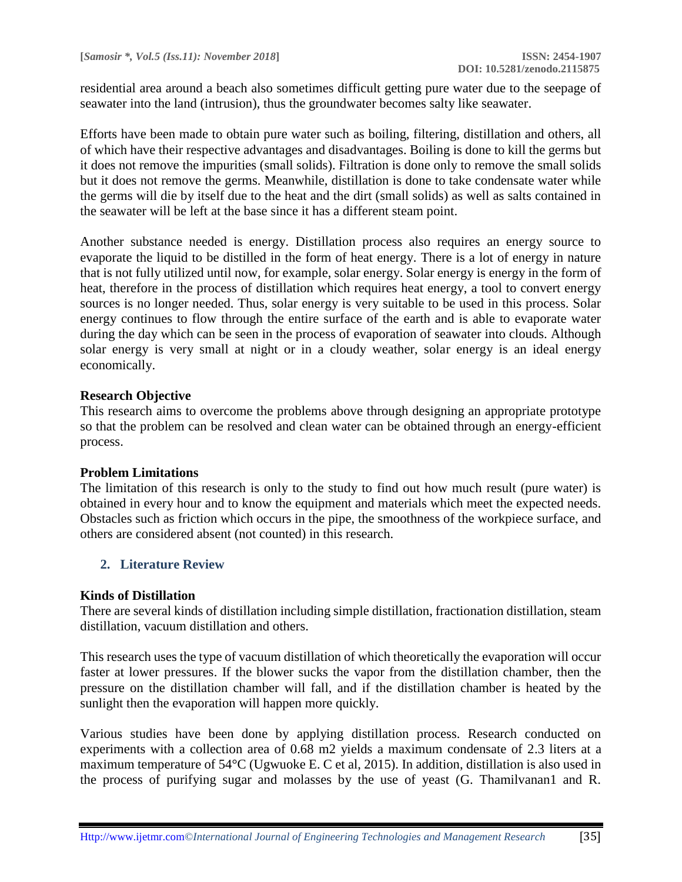residential area around a beach also sometimes difficult getting pure water due to the seepage of seawater into the land (intrusion), thus the groundwater becomes salty like seawater.

Efforts have been made to obtain pure water such as boiling, filtering, distillation and others, all of which have their respective advantages and disadvantages. Boiling is done to kill the germs but it does not remove the impurities (small solids). Filtration is done only to remove the small solids but it does not remove the germs. Meanwhile, distillation is done to take condensate water while the germs will die by itself due to the heat and the dirt (small solids) as well as salts contained in the seawater will be left at the base since it has a different steam point.

Another substance needed is energy. Distillation process also requires an energy source to evaporate the liquid to be distilled in the form of heat energy. There is a lot of energy in nature that is not fully utilized until now, for example, solar energy. Solar energy is energy in the form of heat, therefore in the process of distillation which requires heat energy, a tool to convert energy sources is no longer needed. Thus, solar energy is very suitable to be used in this process. Solar energy continues to flow through the entire surface of the earth and is able to evaporate water during the day which can be seen in the process of evaporation of seawater into clouds. Although solar energy is very small at night or in a cloudy weather, solar energy is an ideal energy economically.

### Research Objective

This research aims to overcome the problems above through designing an appropriate prototype so that the problem can be resolved and clean water can be obtained through an energy-efficient process.

### Problem Limitations

The limitation of this research is only to the study to find out how much result (pure water) is obtained in every hour and to know the equipment and materials which meet the expected needs. Obstacles such as friction which occurs in the pipe, the smoothness of the workpiece surface, and others are considered absent (not counted) in this research.

## 2. Literature Review

### Kinds of Distillation

There are several kinds of distillation including simple distillation, fractionation distillation, steam distillation, vacuum distillation and others.

This research uses the type of vacuum distillation of which theoretically the evaporation will occur faster at lower pressures. If the blower sucks the vapor from the distillation chamber, then the pressure on the distillation chamber will fall, and if the distillation chamber is heated by the sunlight then the evaporation will happen more quickly.

Various studies have been done by applying distillation process. Research conducted on experiments with a collection area of 0.68 m2 yields a maximum condensate of 2.3 liters at a maximum temperature of 54°C (Ugwuoke E. C et al, 2015). In addition, distillation is also used in the process of purifying sugar and molasses by the use of yeast (G. Thamilvanan1 and R.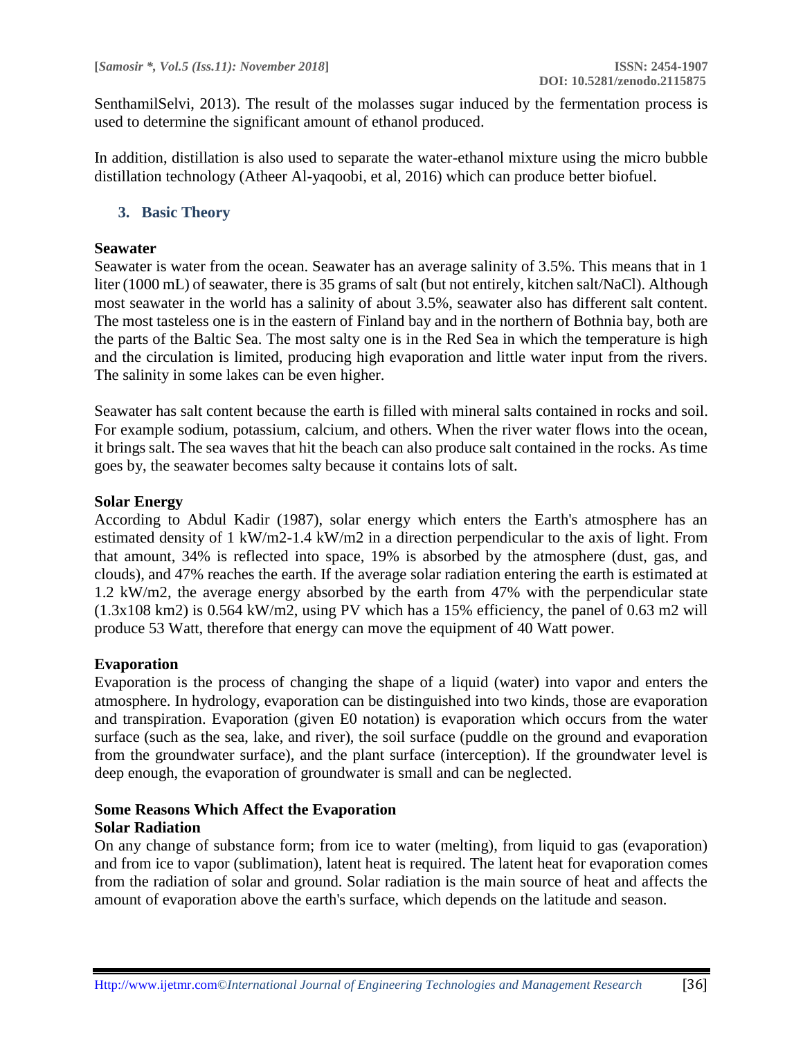SenthamilSelvi, 2013). The result of the molasses sugar induced by the fermentation process is used to determine the significant amount of ethanol produced.

In addition, distillation is also used to separate the water-ethanol mixture using the micro bubble distillation technology (Atheer Al-yaqoobi, et al, 2016) which can produce better biofuel.

## 3. Basic Theory

**Seawater**

Seawater is water from the ocean. Seawater has an average salinity of 3.5%. This means that in 1 liter (1000 mL) of seawater, there is 35 grams of salt (but not entirely, kitchen salt/NaCl). Although most seawater in the world has a salinity of about 3.5%, seawater also has different salt content. The most tasteless one is in the eastern of Finland bay and in the northern of Bothnia bay, both are the parts of the Baltic Sea. The most salty one is in the Red Sea in which the temperature is high and the circulation is limited, producing high evaporation and little water input from the rivers. The salinity in some lakes can be even higher.

Seawater has salt content because the earth is filled with mineral salts contained in rocks and soil. For example sodium, potassium, calcium, and others. When the river water flows into the ocean, it brings salt. The sea waves that hit the beach can also produce salt contained in the rocks. As time goes by, the seawater becomes salty because it contains lots of salt.

**Solar Energy**

According to Abdul Kadir (1987), solar energy which enters the Earth's atmosphere has an estimated density of 1 kW/m2-1.4 kW/m2 in a direction perpendicular to the axis of light. From that amount, 34% is reflected into space, 19% is absorbed by the atmosphere (dust, gas, and clouds), and 47% reaches the earth. If the average solar radiation entering the earth is estimated at 1.2 kW/m2, the average energy absorbed by the earth from 47% with the perpendicular state (1.3x108 km2) is 0.564 kW/m2, using PV which has a 15% efficiency, the panel of 0.63 m2 will produce 53 Watt, therefore that energy can move the equipment of 40 Watt power.

**Evaporation**

Evaporation is the process of changing the shape of a liquid (water) into vapor and enters the atmosphere. In hydrology, evaporation can be distinguished into two kinds, those are evaporation and transpiration. Evaporation (given E0 notation) is evaporation which occurs from the water surface (such as the sea, lake, and river), the soil surface (puddle on the ground and evaporation from the groundwater surface), and the plant surface (interception). If the groundwater level is deep enough, the evaporation of groundwater is small and can be neglected.

**Some Reasons Which Affect the Evaporation**

**Solar Radiation**

On any change of substance form; from ice to water (melting), from liquid to gas (evaporation) and from ice to vapor (sublimation), latent heat is required. The latent heat for evaporation comes from the radiation of solar and ground. Solar radiation is the main source of heat and affects the amount of evaporation above the earth's surface, which depends on the latitude and season.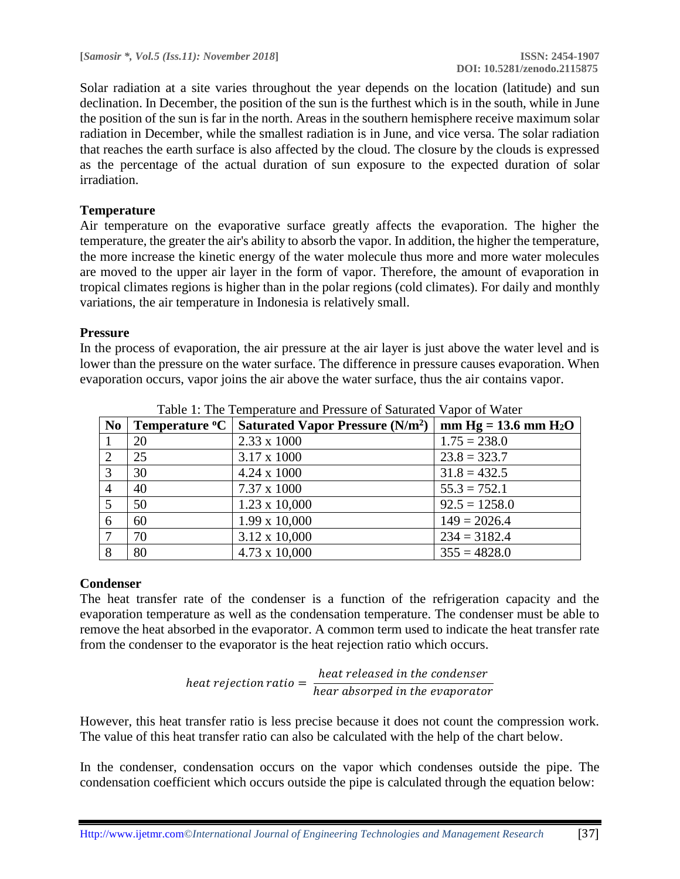Solar radiation at a site varies throughout the year depends on the location (latitude) and sun declination. In December, the position of the sun is the furthest which is in the south, while in June the position of the sun is far in the north. Areas in the southern hemisphere receive maximum solar radiation in December, while the smallest radiation is in June, and vice versa. The solar radiation that reaches the earth surface is also affected by the cloud. The closure by the clouds is expressed as the percentage of the actual duration of sun exposure to the expected duration of solar irradiation.

### Temperature

Air temperature on the evaporative surface greatly affects the evaporation. The higher the temperature, the greater the air's ability to absorb the vapor. In addition, the higher the temperature, the more increase the kinetic energy of the water molecule thus more and more water molecules are moved to the upper air layer in the form of vapor. Therefore, the amount of evaporation in tropical climates regions is higher than in the polar regions (cold climates). For daily and monthly variations, the air temperature in Indonesia is relatively small.

### Pressure

In the process of evaporation, the air pressure at the air layer is just above the water level and is lower than the pressure on the water surface. The difference in pressure causes evaporation. When evaporation occurs, vapor joins the air above the water surface, thus the air contains vapor.

Table 1: The Temperature and Pressure of Saturated Vapor of Water

| No | Temperature ºC | Saturated Vapor Pressure ($N/m^2$) | mm Hg = 13.6 mm $H_2O$ |
|---|---|---|---|
| 1 | 20 | 2.33 x 1000 | 1.75 = 238.0 |
| 2 | 25 | 3.17 x 1000 | 23.8 = 323.7 |
| 3 | 30 | 4.24 x 1000 | 31.8 = 432.5 |
| 4 | 40 | 7.37 x 1000 | 55.3 = 752.1 |
| 5 | 50 | 1.23 x 10,000 | 92.5 = 1258.0 |
| 6 | 60 | 1.99 x 10,000 | 149 = 2026.4 |
| 7 | 70 | 3.12 x 10,000 | 234 = 3182.4 |
| 8 | 80 | 4.73 x 10,000 | 355 = 4828.0 |

### Condenser

The heat transfer rate of the condenser is a function of the refrigeration capacity and the evaporation temperature as well as the condensation temperature. The condenser must be able to remove the heat absorbed in the evaporator. A common term used to indicate the heat transfer rate from the condenser to the evaporator is the heat rejection ratio which occurs.

$$heat\ rejection\ ratio = \frac{heat\ released\ in\ the\ condenser}{hear\ absorbed\ in\ the\ evaporator}$$

However, this heat transfer ratio is less precise because it does not count the compression work. The value of this heat transfer ratio can also be calculated with the help of the chart below.

In the condenser, condensation occurs on the vapor which condenses outside the pipe. The condensation coefficient which occurs outside the pipe is calculated through the equation below: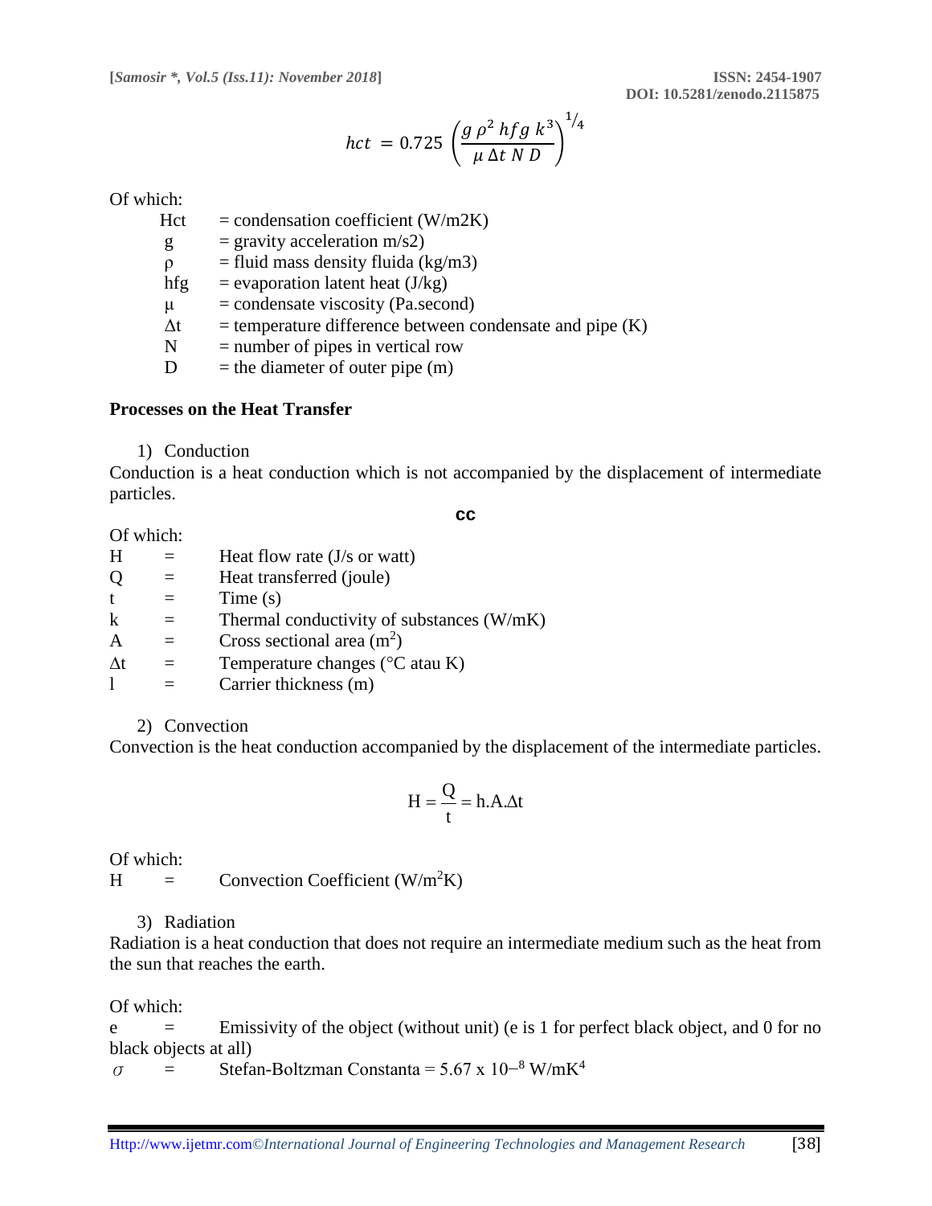$$hct = 0.725 \left( \frac{g \, \rho^2 \, hfg \, k^3}{\mu \, \Delta t \, N \, D} \right)^{1/4}$$

Of which:

| | | |
|---|---|---|
| Hct | = | condensation coefficient (W/m2K) |
| g | = | gravity acceleration m/s2) |
| ρ | = | fluid mass density fluida (kg/m3) |
| hfg | = | evaporation latent heat (J/kg) |
| μ | = | condensate viscosity (Pa.second) |
| Δt | = | temperature difference between condensate and pipe (K) |
| N | = | number of pipes in vertical row |
| D | = | the diameter of outer pipe (m) |

**Processes on the Heat Transfer**

1) Conduction

Conduction is a heat conduction which is not accompanied by the displacement of intermediate particles.

**cc**

Of which:

| | | |
|---|---|---|
| H | = | Heat flow rate (J/s or watt) |
| Q | = | Heat transferred (joule) |
| t | = | Time (s) |
| k | = | Thermal conductivity of substances (W/mK) |
| A | = | Cross sectional area ($m^2$) |
| Δt | = | Temperature changes (°C atau K) |
| l | = | Carrier thickness (m) |

2) Convection

Convection is the heat conduction accompanied by the displacement of the intermediate particles.

$$H = \frac{Q}{t} = h.A.\Delta t$$

Of which:

H = Convection Coefficient ($W/m^2K$)

3) Radiation

Radiation is a heat conduction that does not require an intermediate medium such as the heat from the sun that reaches the earth.

Of which:

e = Emissivity of the object (without unit) (e is 1 for perfect black object, and 0 for no black objects at all)

$\sigma$ = Stefan-Boltzman Constanta = 5.67 x $10^{-8}$ $W/mK^4$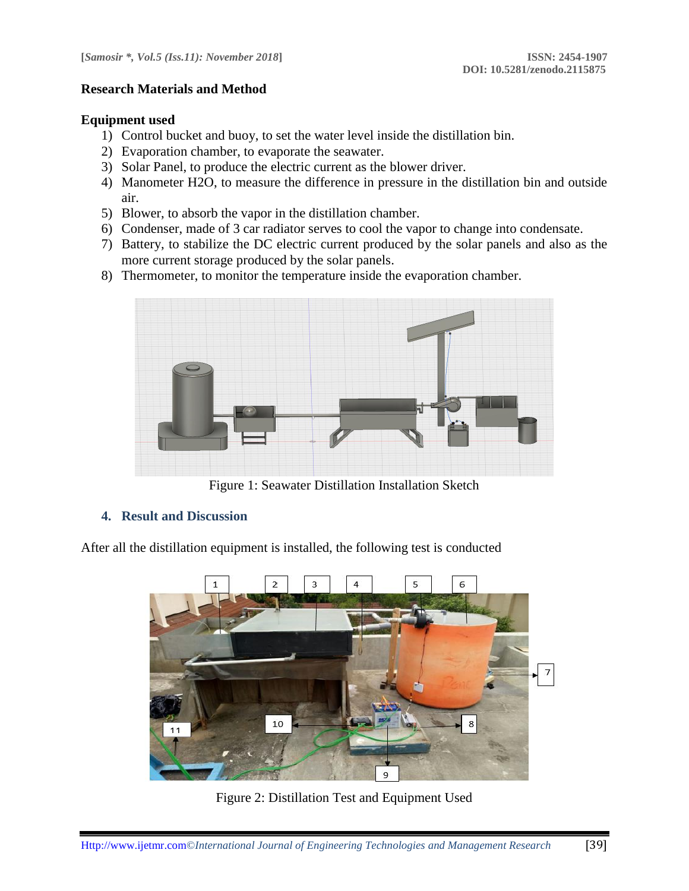## Research Materials and Method

### Equipment used

1) Control bucket and buoy, to set the water level inside the distillation bin.
2) Evaporation chamber, to evaporate the seawater.
3) Solar Panel, to produce the electric current as the blower driver.
4) Manometer $H_2O$, to measure the difference in pressure in the distillation bin and outside air.
5) Blower, to absorb the vapor in the distillation chamber.
6) Condenser, made of 3 car radiator serves to cool the vapor to change into condensate.
7) Battery, to stabilize the DC electric current produced by the solar panels and also as the more current storage produced by the solar panels.
8) Thermometer, to monitor the temperature inside the evaporation chamber.

Figure 1: Seawater Distillation Installation Sketch

## 4. Result and Discussion

After all the distillation equipment is installed, the following test is conducted

Figure 2: Distillation Test and Equipment Used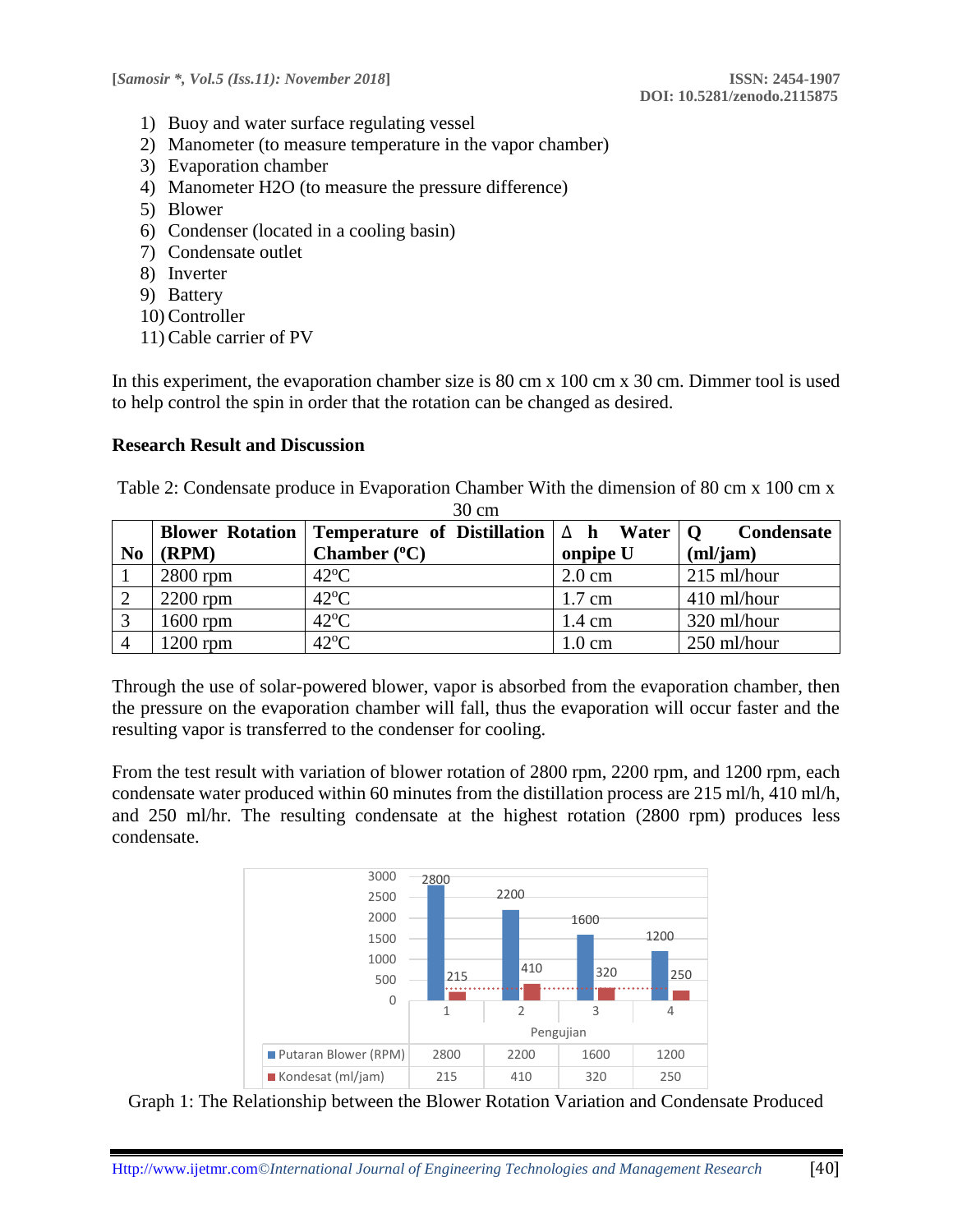1) Buoy and water surface regulating vessel
2) Manometer (to measure temperature in the vapor chamber)
3) Evaporation chamber
4) Manometer $H_2O$ (to measure the pressure difference)
5) Blower
6) Condenser (located in a cooling basin)
7) Condensate outlet
8) Inverter
9) Battery
10) Controller
11) Cable carrier of PV

In this experiment, the evaporation chamber size is 80 cm x 100 cm x 30 cm. Dimmer tool is used to help control the spin in order that the rotation can be changed as desired.

## Research Result and Discussion

Table 2: Condensate produce in Evaporation Chamber With the dimension of 80 cm x 100 cm x 30 cm

| No | Blower Rotation (RPM) | Temperature of Distillation Chamber (ºC) | Δ h Water onpipe U | Q Condensate (ml/jam) |
|---|---|---|---|---|
| 1 | 2800 rpm | 42ºC | 2.0 cm | 215 ml/hour |
| 2 | 2200 rpm | 42ºC | 1.7 cm | 410 ml/hour |
| 3 | 1600 rpm | 42ºC | 1.4 cm | 320 ml/hour |
| 4 | 1200 rpm | 42ºC | 1.0 cm | 250 ml/hour |

Through the use of solar-powered blower, vapor is absorbed from the evaporation chamber, then the pressure on the evaporation chamber will fall, thus the evaporation will occur faster and the resulting vapor is transferred to the condenser for cooling.

From the test result with variation of blower rotation of 2800 rpm, 2200 rpm, and 1200 rpm, each condensate water produced within 60 minutes from the distillation process are 215 ml/h, 410 ml/h, and 250 ml/hr. The resulting condensate at the highest rotation (2800 rpm) produces less condensate.

| Pengujian | 1 | 2 | 3 | 4 |
|---|---|---|---|---|
| Putaran Blower (RPM) | 2800 | 2200 | 1600 | 1200 |
| Kondesat (ml/jam) | 215 | 410 | 320 | 250 |

Graph 1: The Relationship between the Blower Rotation Variation and Condensate Produced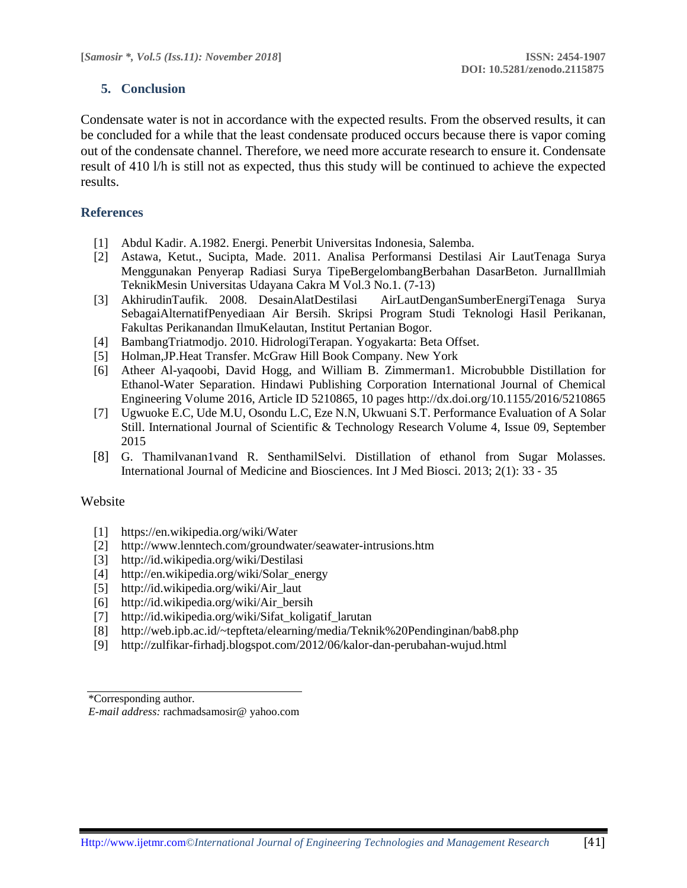## 5. Conclusion

Condensate water is not in accordance with the expected results. From the observed results, it can be concluded for a while that the least condensate produced occurs because there is vapor coming out of the condensate channel. Therefore, we need more accurate research to ensure it. Condensate result of 410 l/h is still not as expected, thus this study will be continued to achieve the expected results.

## References

[1] Abdul Kadir. A.1982. Energi. Penerbit Universitas Indonesia, Salemba.

[2] Astawa, Ketut., Sucipta, Made. 2011. Analisa Performansi Destilasi Air LautTenaga Surya Menggunakan Penyerap Radiasi Surya TipeBergelombangBerbahan DasarBeton. JurnalIlmiah TeknikMesin Universitas Udayana Cakra M Vol.3 No.1. (7-13)

[3] AkhirudinTaufik. 2008. DesainAlatDestilasi AirLautDenganSumberEnergiTenaga Surya SebagaiAlternatifPenyediaan Air Bersih. Skripsi Program Studi Teknologi Hasil Perikanan, Fakultas Perikanandan IlmuKelautan, Institut Pertanian Bogor.

[4] BambangTriatmodjo. 2010. HidrologiTerapan. Yogyakarta: Beta Offset.

[5] Holman,JP.Heat Transfer. McGraw Hill Book Company. New York

[6] Atheer Al-yaqoobi, David Hogg, and William B. Zimmerman1. Microbubble Distillation for Ethanol-Water Separation. Hindawi Publishing Corporation International Journal of Chemical Engineering Volume 2016, Article ID 5210865, 10 pages http://dx.doi.org/10.1155/2016/5210865

[7] Ugwuoke E.C, Ude M.U, Osondu L.C, Eze N.N, Ukwuani S.T. Performance Evaluation of A Solar Still. International Journal of Scientific & Technology Research Volume 4, Issue 09, September 2015

[8] G. Thamilvanan1vand R. SenthamilSelvi. Distillation of ethanol from Sugar Molasses. International Journal of Medicine and Biosciences. Int J Med Biosci. 2013; 2(1): 33 - 35

Website

[1] https://en.wikipedia.org/wiki/Water

[2] http://www.lenntech.com/groundwater/seawater-intrusions.htm

[3] http://id.wikipedia.org/wiki/Destilasi

[4] http://en.wikipedia.org/wiki/Solar_energy

[5] http://id.wikipedia.org/wiki/Air_laut

[6] http://id.wikipedia.org/wiki/Air_bersih

[7] http://id.wikipedia.org/wiki/Sifat_koligatif_larutan

[8] http://web.ipb.ac.id/~tepfteta/elearning/media/Teknik%20Pendinginan/bab8.php

[9] http://zulfikar-firhadj.blogspot.com/2012/06/kalor-dan-perubahan-wujud.html

*Corresponding author.
*E-mail address:* rachmadsamosir@ yahoo.com